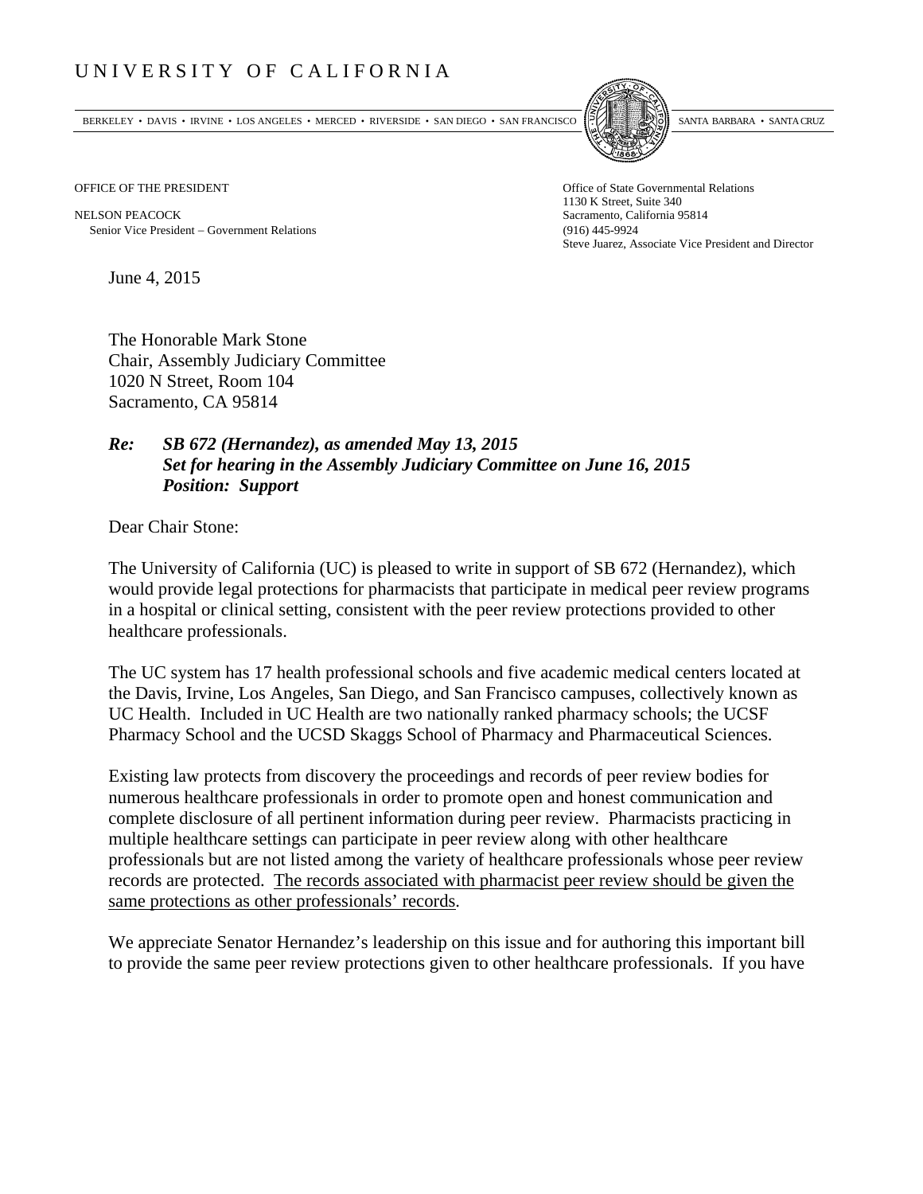# UNIVERSITY OF CALIFORNIA

BERKELEY • DAVIS • IRVINE • LOS ANGELES • MERCED • RIVERSIDE • SAN DIEGO • SAN FRANCISCO SANTA BARBARA • SANTA CRUZ

OFFICE OF THE PRESIDENT

NELSON PEACOCK
Senior Vice President – Government Relations

Office of State Governmental Relations
1130 K Street, Suite 340
Sacramento, California 95814
(916) 445-9924
Steve Juarez, Associate Vice President and Director

June 4, 2015

The Honorable Mark Stone
Chair, Assembly Judiciary Committee
1020 N Street, Room 104
Sacramento, CA 95814

***Re: SB 672 (Hernandez), as amended May 13, 2015***
***Set for hearing in the Assembly Judiciary Committee on June 16, 2015***
***Position: Support***

Dear Chair Stone:

The University of California (UC) is pleased to write in support of SB 672 (Hernandez), which would provide legal protections for pharmacists that participate in medical peer review programs in a hospital or clinical setting, consistent with the peer review protections provided to other healthcare professionals.

The UC system has 17 health professional schools and five academic medical centers located at the Davis, Irvine, Los Angeles, San Diego, and San Francisco campuses, collectively known as UC Health. Included in UC Health are two nationally ranked pharmacy schools; the UCSF Pharmacy School and the UCSD Skaggs School of Pharmacy and Pharmaceutical Sciences.

Existing law protects from discovery the proceedings and records of peer review bodies for numerous healthcare professionals in order to promote open and honest communication and complete disclosure of all pertinent information during peer review. Pharmacists practicing in multiple healthcare settings can participate in peer review along with other healthcare professionals but are not listed among the variety of healthcare professionals whose peer review records are protected. <u>The records associated with pharmacist peer review should be given the same protections as other professionals' records</u>.

We appreciate Senator Hernandez's leadership on this issue and for authoring this important bill to provide the same peer review protections given to other healthcare professionals. If you have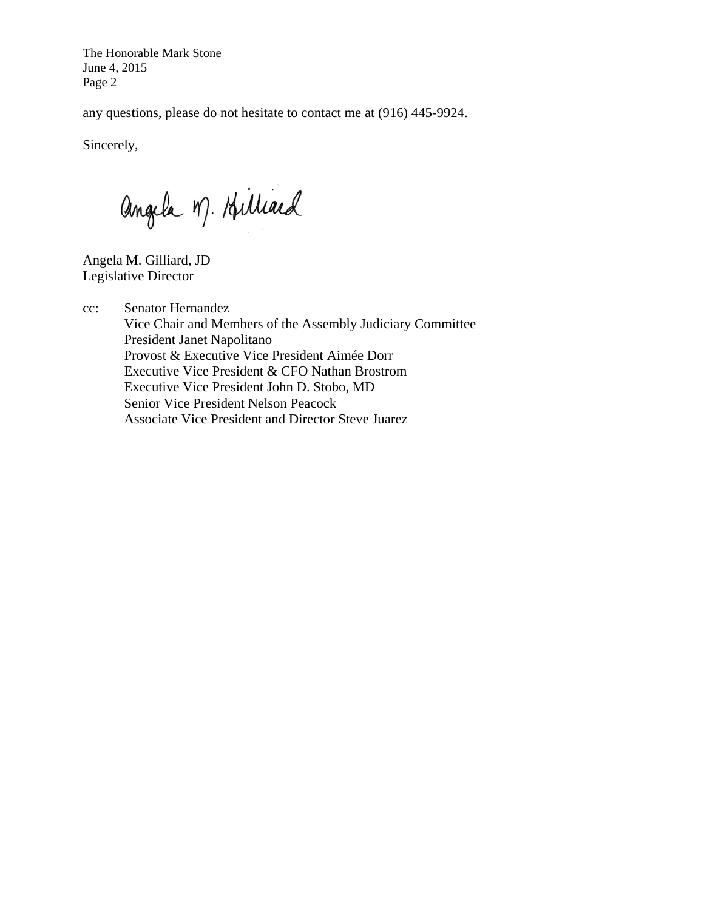any questions, please do not hesitate to contact me at (916) 445-9924.

Sincerely,

Angela M. Gilliard, JD
Legislative Director

cc: Senator Hernandez
Vice Chair and Members of the Assembly Judiciary Committee
President Janet Napolitano
Provost & Executive Vice President Aimée Dorr
Executive Vice President & CFO Nathan Brostrom
Executive Vice President John D. Stobo, MD
Senior Vice President Nelson Peacock
Associate Vice President and Director Steve Juarez